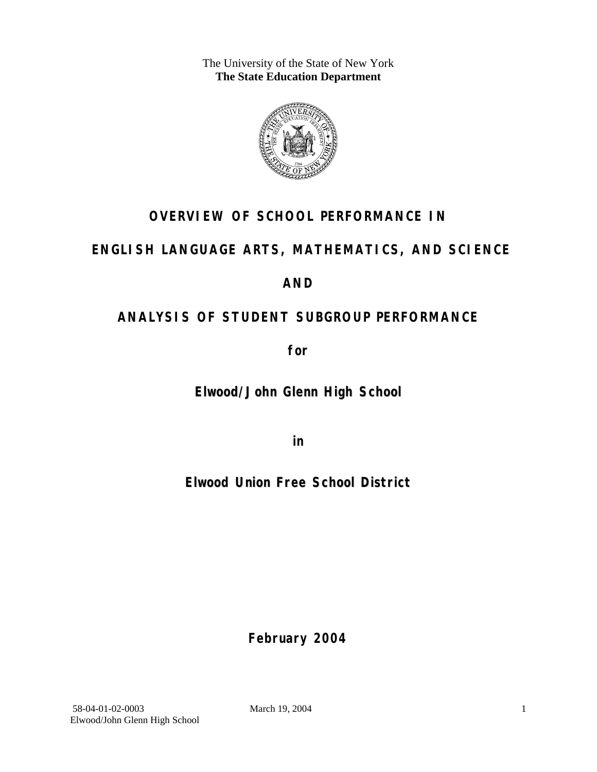The University of the State of New York
**The State Education Department**

# OVERVIEW OF SCHOOL PERFORMANCE IN

# ENGLISH LANGUAGE ARTS, MATHEMATICS, AND SCIENCE

# AND

# ANALYSIS OF STUDENT SUBGROUP PERFORMANCE

**for**

**Elwood/John Glenn High School**

**in**

**Elwood Union Free School District**

**February 2004**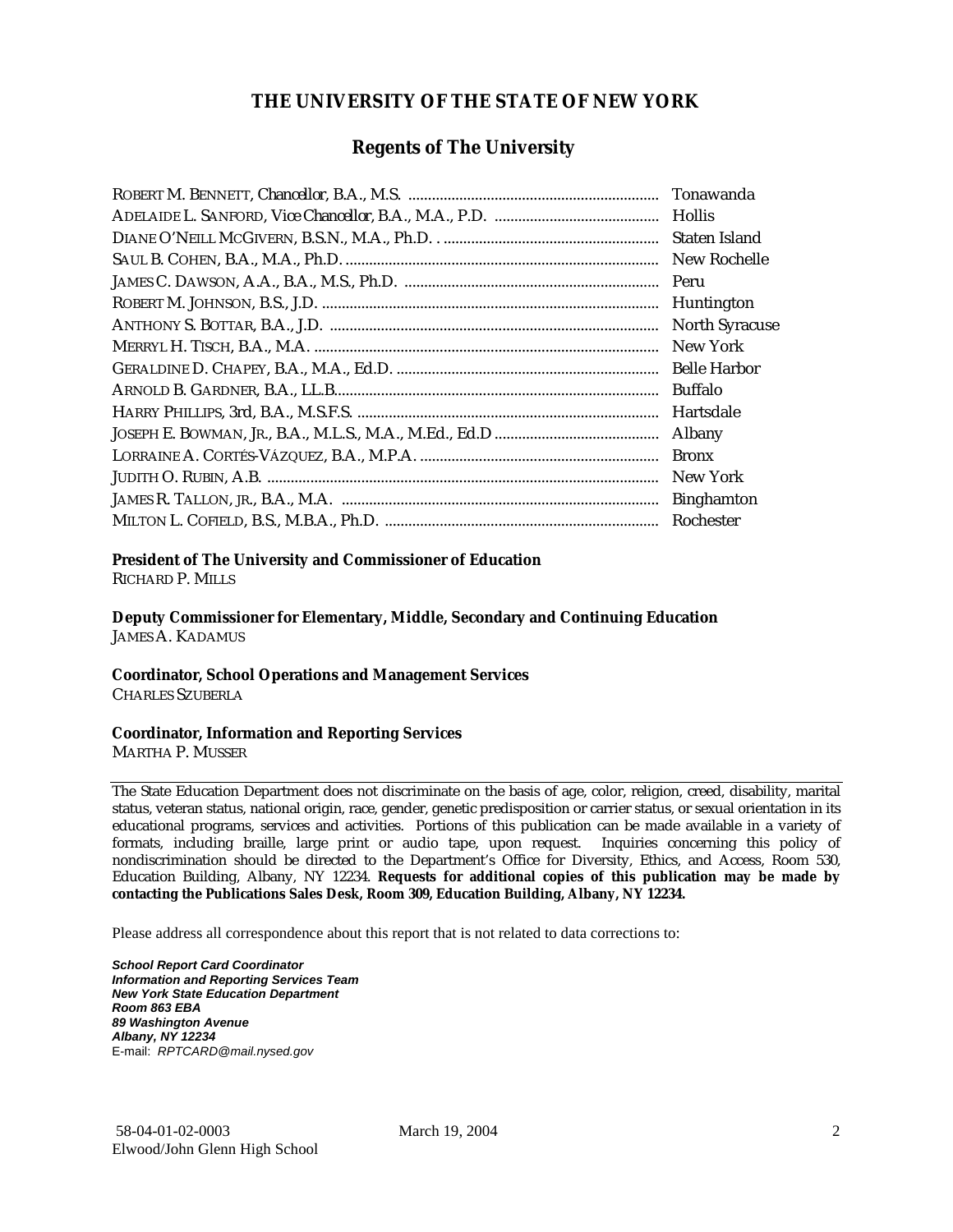# THE UNIVERSITY OF THE STATE OF NEW YORK

## Regents of The University

| | |
|---|---|
| ROBERT M. BENNETT, *Chancellor*, B.A., M.S. | Tonawanda |
| ADELAIDE L. SANFORD, *Vice Chancellor*, B.A., M.A., P.D. | Hollis |
| DIANE O'NEILL MCGIVERN, B.S.N., M.A., Ph.D. | Staten Island |
| SAUL B. COHEN, B.A., M.A., Ph.D. | New Rochelle |
| JAMES C. DAWSON, A.A., B.A., M.S., Ph.D. | Peru |
| ROBERT M. JOHNSON, B.S., J.D. | Huntington |
| ANTHONY S. BOTTAR, B.A., J.D. | North Syracuse |
| MERRYL H. TISCH, B.A., M.A. | New York |
| GERALDINE D. CHAPEY, B.A., M.A., Ed.D. | Belle Harbor |
| ARNOLD B. GARDNER, B.A., LL.B. | Buffalo |
| HARRY PHILLIPS, 3rd, B.A., M.S.F.S. | Hartsdale |
| JOSEPH E. BOWMAN, JR., B.A., M.L.S., M.A., M.Ed., Ed.D | Albany |
| LORRAINE A. CORTÉS-VÁZQUEZ, B.A., M.P.A. | Bronx |
| JUDITH O. RUBIN, A.B. | New York |
| JAMES R. TALLON, JR., B.A., M.A. | Binghamton |
| MILTON L. COFIELD, B.S., M.B.A., Ph.D. | Rochester |

**President of The University and Commissioner of Education**
RICHARD P. MILLS

**Deputy Commissioner for Elementary, Middle, Secondary and Continuing Education**
JAMES A. KADAMUS

**Coordinator, School Operations and Management Services**
CHARLES SZUBERLA

**Coordinator, Information and Reporting Services**
MARTHA P. MUSSER

---

The State Education Department does not discriminate on the basis of age, color, religion, creed, disability, marital status, veteran status, national origin, race, gender, genetic predisposition or carrier status, or sexual orientation in its educational programs, services and activities. Portions of this publication can be made available in a variety of formats, including braille, large print or audio tape, upon request. Inquiries concerning this policy of nondiscrimination should be directed to the Department's Office for Diversity, Ethics, and Access, Room 530, Education Building, Albany, NY 12234. **Requests for additional copies of this publication may be made by contacting the Publications Sales Desk, Room 309, Education Building, Albany, NY 12234.**

Please address all correspondence about this report that is not related to data corrections to:

***School Report Card Coordinator***
***Information and Reporting Services Team***
***New York State Education Department***
***Room 863 EBA***
***89 Washington Avenue***
***Albany, NY 12234***
E-mail: *RPTCARD@mail.nysed.gov*

58-04-01-02-0003 March 19, 2004
Elwood/John Glenn High School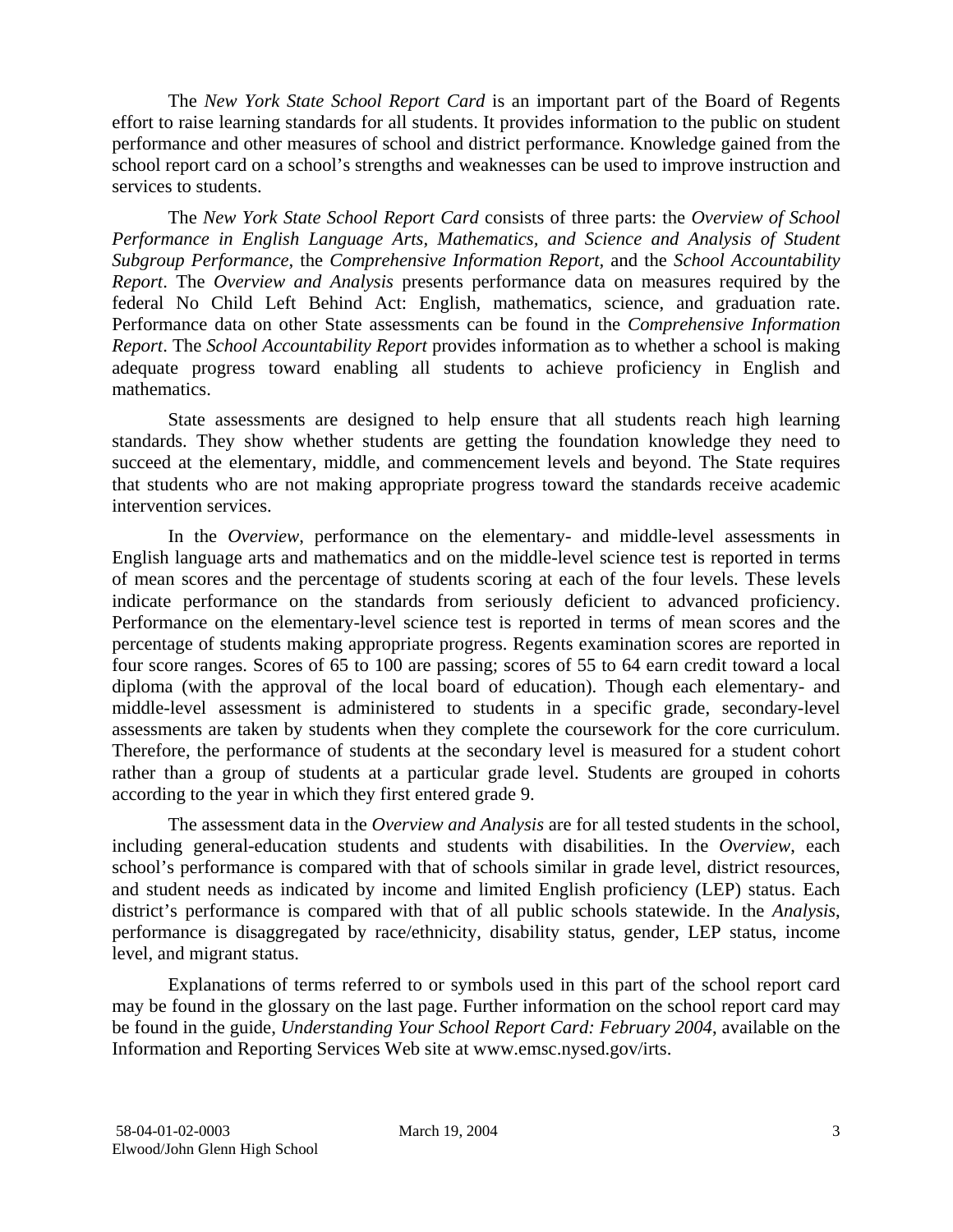The *New York State School Report Card* is an important part of the Board of Regents effort to raise learning standards for all students. It provides information to the public on student performance and other measures of school and district performance. Knowledge gained from the school report card on a school's strengths and weaknesses can be used to improve instruction and services to students.

The *New York State School Report Card* consists of three parts: the *Overview of School Performance in English Language Arts, Mathematics, and Science and Analysis of Student Subgroup Performance,* the *Comprehensive Information Report,* and the *School Accountability Report*. The *Overview and Analysis* presents performance data on measures required by the federal No Child Left Behind Act: English, mathematics, science, and graduation rate. Performance data on other State assessments can be found in the *Comprehensive Information Report*. The *School Accountability Report* provides information as to whether a school is making adequate progress toward enabling all students to achieve proficiency in English and mathematics.

State assessments are designed to help ensure that all students reach high learning standards. They show whether students are getting the foundation knowledge they need to succeed at the elementary, middle, and commencement levels and beyond. The State requires that students who are not making appropriate progress toward the standards receive academic intervention services.

In the *Overview*, performance on the elementary- and middle-level assessments in English language arts and mathematics and on the middle-level science test is reported in terms of mean scores and the percentage of students scoring at each of the four levels. These levels indicate performance on the standards from seriously deficient to advanced proficiency. Performance on the elementary-level science test is reported in terms of mean scores and the percentage of students making appropriate progress. Regents examination scores are reported in four score ranges. Scores of 65 to 100 are passing; scores of 55 to 64 earn credit toward a local diploma (with the approval of the local board of education). Though each elementary- and middle-level assessment is administered to students in a specific grade, secondary-level assessments are taken by students when they complete the coursework for the core curriculum. Therefore, the performance of students at the secondary level is measured for a student cohort rather than a group of students at a particular grade level. Students are grouped in cohorts according to the year in which they first entered grade 9.

The assessment data in the *Overview and Analysis* are for all tested students in the school, including general-education students and students with disabilities. In the *Overview*, each school's performance is compared with that of schools similar in grade level, district resources, and student needs as indicated by income and limited English proficiency (LEP) status. Each district's performance is compared with that of all public schools statewide. In the *Analysis*, performance is disaggregated by race/ethnicity, disability status, gender, LEP status, income level, and migrant status.

Explanations of terms referred to or symbols used in this part of the school report card may be found in the glossary on the last page. Further information on the school report card may be found in the guide, *Understanding Your School Report Card: February 2004*, available on the Information and Reporting Services Web site at www.emsc.nysed.gov/irts.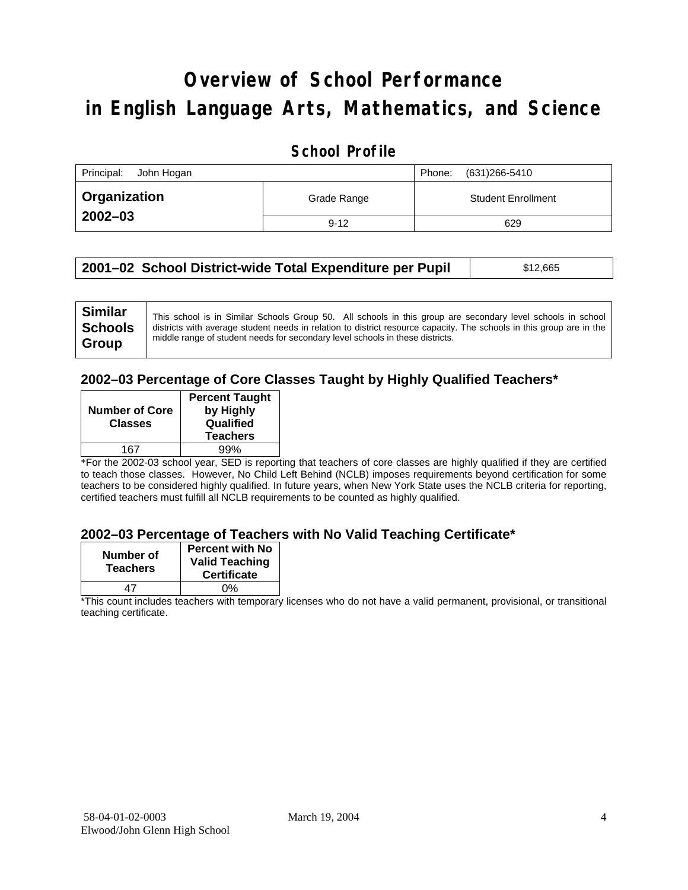# Overview of School Performance in English Language Arts, Mathematics, and Science

## School Profile

| Principal: John Hogan | | Phone: (631)266-5410 |
|---|---|---|
| **Organization 2002–03** | Grade Range | Student Enrollment |
| | 9-12 | 629 |

| 2001–02 School District-wide Total Expenditure per Pupil | $12,665 |
|---|---|

| Similar Schools Group | This school is in Similar Schools Group 50. All schools in this group are secondary level schools in school districts with average student needs in relation to district resource capacity. The schools in this group are in the middle range of student needs for secondary level schools in these districts. |
|---|---|

### 2002–03 Percentage of Core Classes Taught by Highly Qualified Teachers*

| Number of Core Classes | Percent Taught by Highly Qualified Teachers |
|---|---|
| 167 | 99% |

*For the 2002-03 school year, SED is reporting that teachers of core classes are highly qualified if they are certified to teach those classes. However, No Child Left Behind (NCLB) imposes requirements beyond certification for some teachers to be considered highly qualified. In future years, when New York State uses the NCLB criteria for reporting, certified teachers must fulfill all NCLB requirements to be counted as highly qualified.

### 2002–03 Percentage of Teachers with No Valid Teaching Certificate*

| Number of Teachers | Percent with No Valid Teaching Certificate |
|---|---|
| 47 | 0% |

*This count includes teachers with temporary licenses who do not have a valid permanent, provisional, or transitional teaching certificate.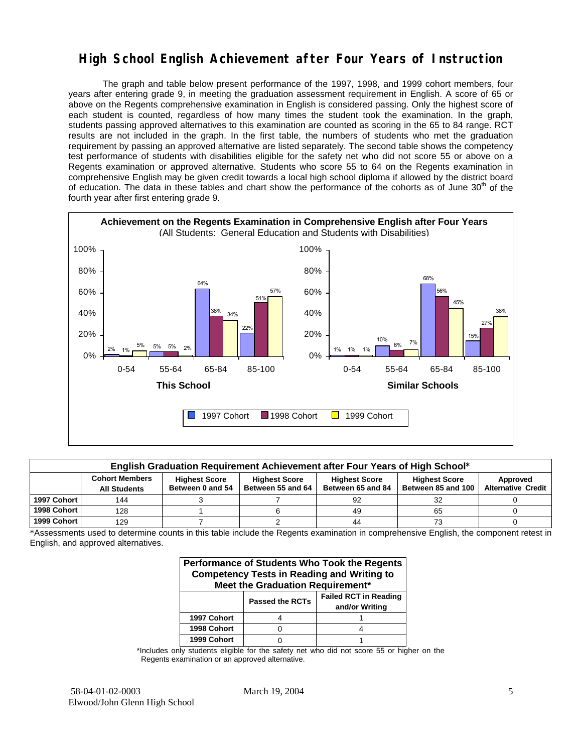# High School English Achievement after Four Years of Instruction

The graph and table below present performance of the 1997, 1998, and 1999 cohort members, four years after entering grade 9, in meeting the graduation assessment requirement in English. A score of 65 or above on the Regents comprehensive examination in English is considered passing. Only the highest score of each student is counted, regardless of how many times the student took the examination. In the graph, students passing approved alternatives to this examination are counted as scoring in the 65 to 84 range. RCT results are not included in the graph. In the first table, the numbers of students who met the graduation requirement by passing an approved alternative are listed separately. The second table shows the competency test performance of students with disabilities eligible for the safety net who did not score 55 or above on a Regents examination or approved alternative. Students who score 55 to 64 on the Regents examination in comprehensive English may be given credit towards a local high school diploma if allowed by the district board of education. The data in these tables and chart show the performance of the cohorts as of June 30th of the fourth year after first entering grade 9.

**Achievement on the Regents Examination in Comprehensive English after Four Years**
(All Students: General Education and Students with Disabilities)

**This School**

| Score | 1997 Cohort | 1998 Cohort | 1999 Cohort |
|---|---|---|---|
| 0-54 | 2% | 1% | 5% |
| 55-64 | 5% | 5% | 2% |
| 65-84 | 64% | 38% | 34% |
| 85-100 | 22% | 51% | 57% |

**Similar Schools**

| Score | 1997 Cohort | 1998 Cohort | 1999 Cohort |
|---|---|---|---|
| 0-54 | 1% | 1% | 1% |
| 55-64 | 10% | 6% | 7% |
| 65-84 | 68% | 56% | 45% |
| 85-100 | 15% | 27% | 38% |

**English Graduation Requirement Achievement after Four Years of High School***

| | Cohort Members All Students | Highest Score Between 0 and 54 | Highest Score Between 55 and 64 | Highest Score Between 65 and 84 | Highest Score Between 85 and 100 | Approved Alternative Credit |
|---|---|---|---|---|---|---|
| 1997 Cohort | 144 | 3 | 7 | 92 | 32 | 0 |
| 1998 Cohort | 128 | 1 | 6 | 49 | 65 | 0 |
| 1999 Cohort | 129 | 7 | 2 | 44 | 73 | 0 |

*Assessments used to determine counts in this table include the Regents examination in comprehensive English, the component retest in English, and approved alternatives.

**Performance of Students Who Took the Regents Competency Tests in Reading and Writing to Meet the Graduation Requirement***

| | Passed the RCTs | Failed RCT in Reading and/or Writing |
|---|---|---|
| 1997 Cohort | 4 | 1 |
| 1998 Cohort | 0 | 4 |
| 1999 Cohort | 0 | 1 |

*Includes only students eligible for the safety net who did not score 55 or higher on the Regents examination or an approved alternative.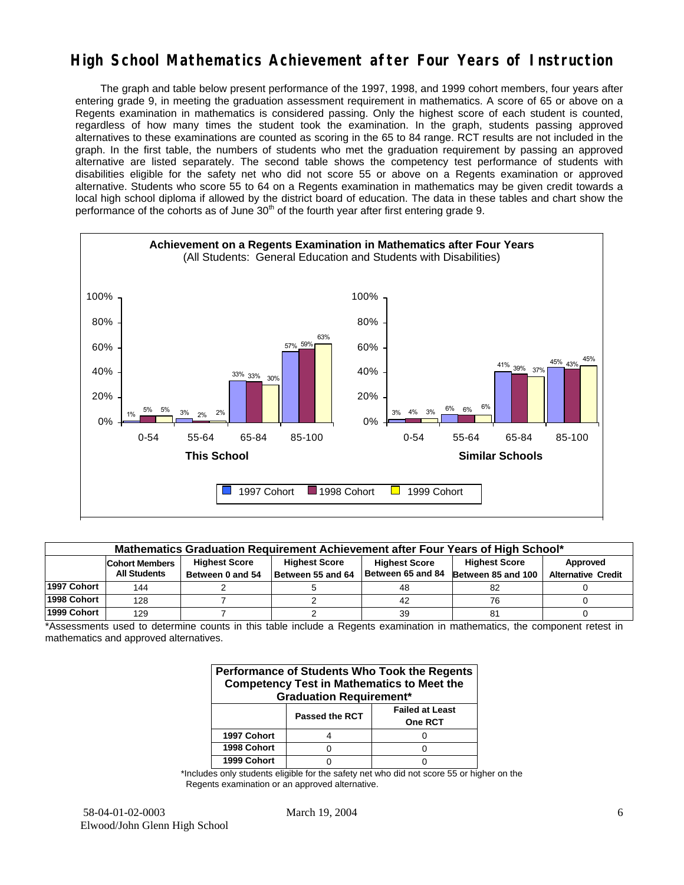# High School Mathematics Achievement after Four Years of Instruction

The graph and table below present performance of the 1997, 1998, and 1999 cohort members, four years after entering grade 9, in meeting the graduation assessment requirement in mathematics. A score of 65 or above on a Regents examination in mathematics is considered passing. Only the highest score of each student is counted, regardless of how many times the student took the examination. In the graph, students passing approved alternatives to these examinations are counted as scoring in the 65 to 84 range. RCT results are not included in the graph. In the first table, the numbers of students who met the graduation requirement by passing an approved alternative are listed separately. The second table shows the competency test performance of students with disabilities eligible for the safety net who did not score 55 or above on a Regents examination or approved alternative. Students who score 55 to 64 on a Regents examination in mathematics may be given credit towards a local high school diploma if allowed by the district board of education. The data in these tables and chart show the performance of the cohorts as of June 30th of the fourth year after first entering grade 9.

**Achievement on a Regents Examination in Mathematics after Four Years**
(All Students: General Education and Students with Disabilities)

| | This School 0-54 | This School 55-64 | This School 65-84 | This School 85-100 | Similar Schools 0-54 | Similar Schools 55-64 | Similar Schools 65-84 | Similar Schools 85-100 |
|---|---|---|---|---|---|---|---|---|
| 1997 Cohort | 1% | 3% | 33% | 57% | 3% | 6% | 41% | 45% |
| 1998 Cohort | 5% | 2% | 33% | 59% | 4% | 6% | 39% | 43% |
| 1999 Cohort | 5% | 2% | 30% | 63% | 3% | 6% | 37% | 45% |

**Mathematics Graduation Requirement Achievement after Four Years of High School***

| | Cohort Members All Students | Highest Score Between 0 and 54 | Highest Score Between 55 and 64 | Highest Score Between 65 and 84 | Highest Score Between 85 and 100 | Approved Alternative Credit |
|---|---|---|---|---|---|---|
| 1997 Cohort | 144 | 2 | 5 | 48 | 82 | 0 |
| 1998 Cohort | 128 | 7 | 2 | 42 | 76 | 0 |
| 1999 Cohort | 129 | 7 | 2 | 39 | 81 | 0 |

*Assessments used to determine counts in this table include a Regents examination in mathematics, the component retest in mathematics and approved alternatives.

**Performance of Students Who Took the Regents Competency Test in Mathematics to Meet the Graduation Requirement***

| | Passed the RCT | Failed at Least One RCT |
|---|---|---|
| 1997 Cohort | 4 | 0 |
| 1998 Cohort | 0 | 0 |
| 1999 Cohort | 0 | 0 |

*Includes only students eligible for the safety net who did not score 55 or higher on the Regents examination or an approved alternative.

58-04-01-02-0003 Elwood/John Glenn High School — March 19, 2004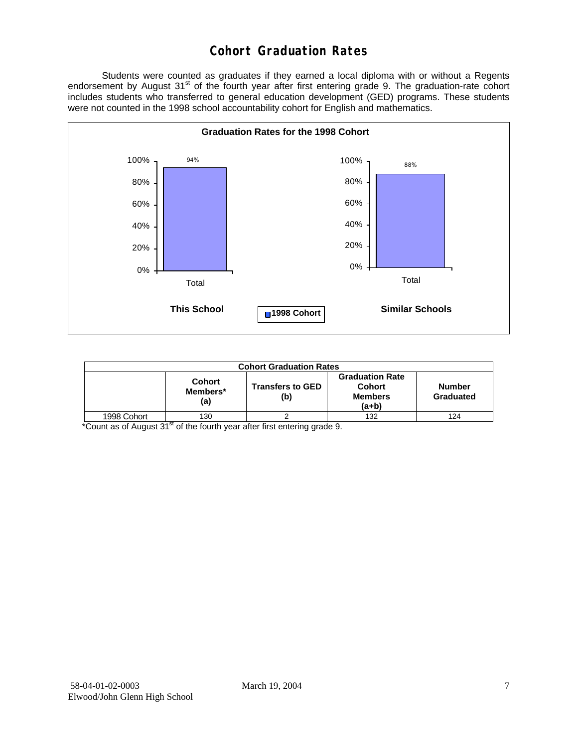# Cohort Graduation Rates

Students were counted as graduates if they earned a local diploma with or without a Regents endorsement by August 31st of the fourth year after first entering grade 9. The graduation-rate cohort includes students who transferred to general education development (GED) programs. These students were not counted in the 1998 school accountability cohort for English and mathematics.

**Graduation Rates for the 1998 Cohort**

| | This School | Similar Schools |
|---|---|---|
| Total (1998 Cohort) | 94% | 88% |

| Cohort Graduation Rates | | | | |
|---|---|---|---|---|
| | Cohort Members* (a) | Transfers to GED (b) | Graduation Rate Cohort Members (a+b) | Number Graduated |
| 1998 Cohort | 130 | 2 | 132 | 124 |

*Count as of August 31st of the fourth year after first entering grade 9.

58-04-01-02-0003
Elwood/John Glenn High School

March 19, 2004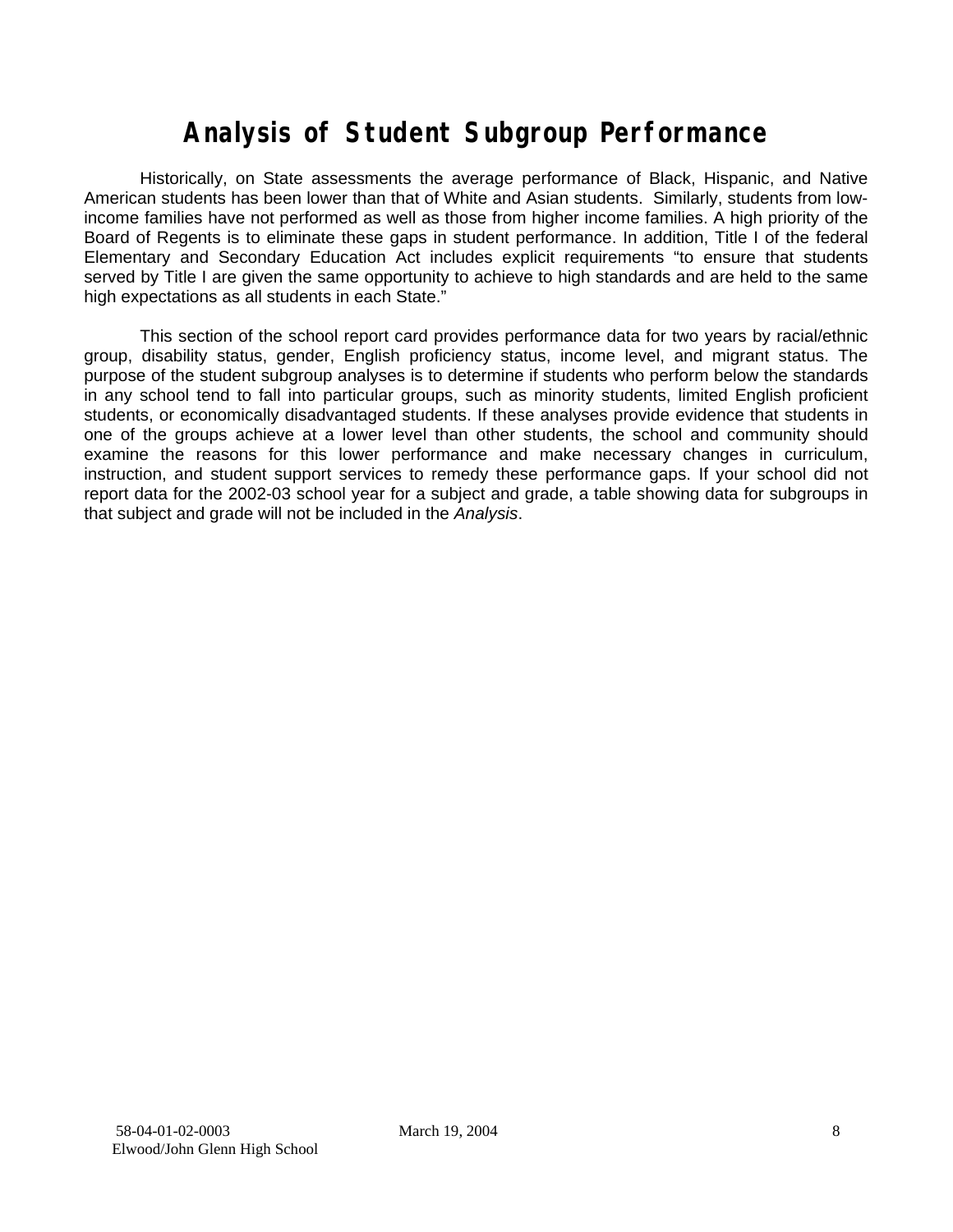# Analysis of Student Subgroup Performance

Historically, on State assessments the average performance of Black, Hispanic, and Native American students has been lower than that of White and Asian students. Similarly, students from low-income families have not performed as well as those from higher income families. A high priority of the Board of Regents is to eliminate these gaps in student performance. In addition, Title I of the federal Elementary and Secondary Education Act includes explicit requirements "to ensure that students served by Title I are given the same opportunity to achieve to high standards and are held to the same high expectations as all students in each State."

This section of the school report card provides performance data for two years by racial/ethnic group, disability status, gender, English proficiency status, income level, and migrant status. The purpose of the student subgroup analyses is to determine if students who perform below the standards in any school tend to fall into particular groups, such as minority students, limited English proficient students, or economically disadvantaged students. If these analyses provide evidence that students in one of the groups achieve at a lower level than other students, the school and community should examine the reasons for this lower performance and make necessary changes in curriculum, instruction, and student support services to remedy these performance gaps. If your school did not report data for the 2002-03 school year for a subject and grade, a table showing data for subgroups in that subject and grade will not be included in the *Analysis*.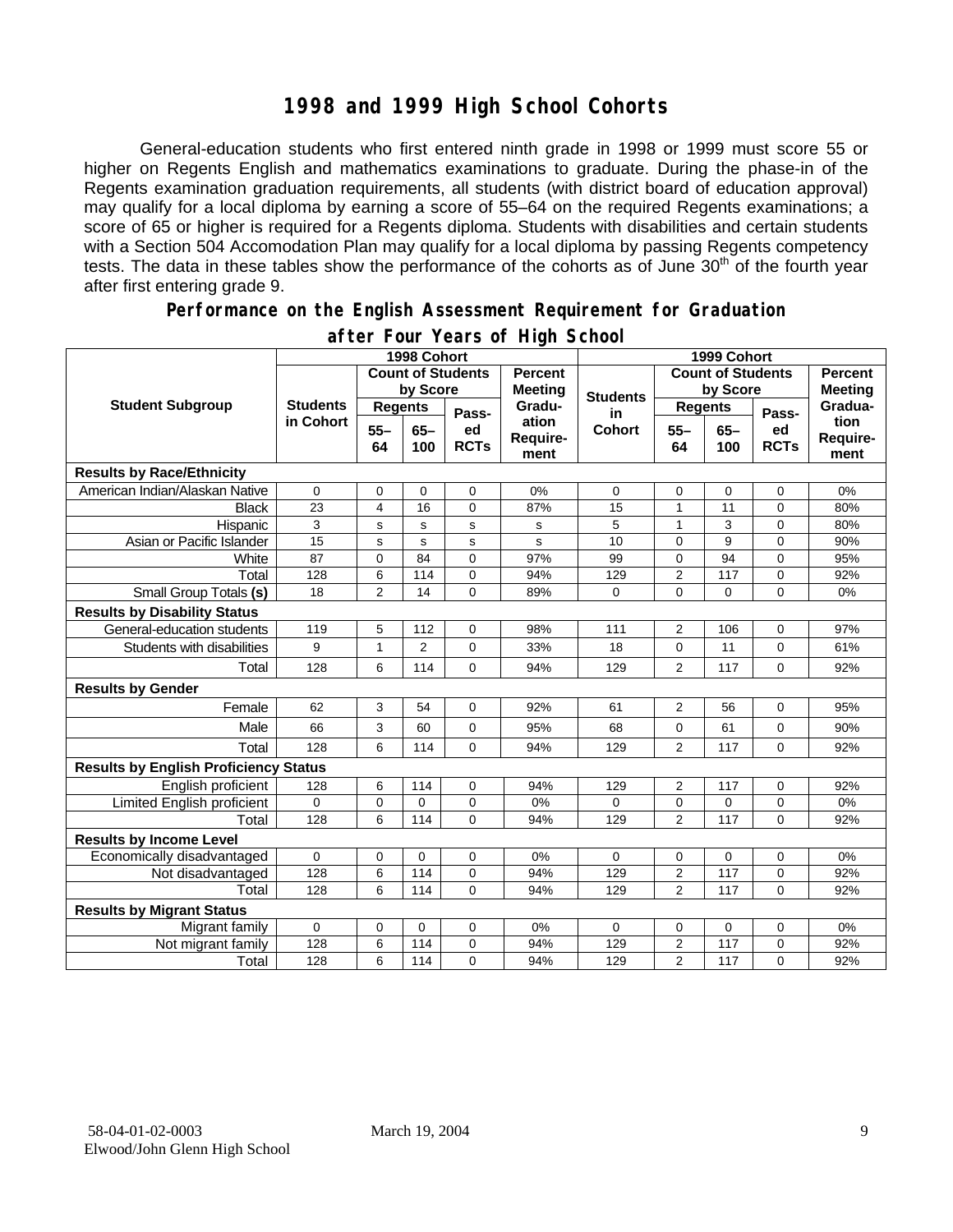# 1998 and 1999 High School Cohorts

General-education students who first entered ninth grade in 1998 or 1999 must score 55 or higher on Regents English and mathematics examinations to graduate. During the phase-in of the Regents examination graduation requirements, all students (with district board of education approval) may qualify for a local diploma by earning a score of 55–64 on the required Regents examinations; a score of 65 or higher is required for a Regents diploma. Students with disabilities and certain students with a Section 504 Accomodation Plan may qualify for a local diploma by passing Regents competency tests. The data in these tables show the performance of the cohorts as of June 30th of the fourth year after first entering grade 9.

## Performance on the English Assessment Requirement for Graduation after Four Years of High School

| Student Subgroup | 1998 Cohort | | | | | 1999 Cohort | | | | |
|---|---|---|---|---|---|---|---|---|---|---|
| | Students in Cohort | Count of Students by Score | | | Percent Meeting Graduation Requirement | Students in Cohort | Count of Students by Score | | | Percent Meeting Graduation Requirement |
| | | Regents 55–64 | Regents 65–100 | Passed RCTs | | | Regents 55–64 | Regents 65–100 | Passed RCTs | |
| **Results by Race/Ethnicity** | | | | | | | | | | |
| American Indian/Alaskan Native | 0 | 0 | 0 | 0 | 0% | 0 | 0 | 0 | 0 | 0% |
| Black | 23 | 4 | 16 | 0 | 87% | 15 | 1 | 11 | 0 | 80% |
| Hispanic | 3 | s | s | s | s | 5 | 1 | 3 | 0 | 80% |
| Asian or Pacific Islander | 15 | s | s | s | s | 10 | 0 | 9 | 0 | 90% |
| White | 87 | 0 | 84 | 0 | 97% | 99 | 0 | 94 | 0 | 95% |
| Total | 128 | 6 | 114 | 0 | 94% | 129 | 2 | 117 | 0 | 92% |
| Small Group Totals **(s)** | 18 | 2 | 14 | 0 | 89% | 0 | 0 | 0 | 0 | 0% |
| **Results by Disability Status** | | | | | | | | | | |
| General-education students | 119 | 5 | 112 | 0 | 98% | 111 | 2 | 106 | 0 | 97% |
| Students with disabilities | 9 | 1 | 2 | 0 | 33% | 18 | 0 | 11 | 0 | 61% |
| Total | 128 | 6 | 114 | 0 | 94% | 129 | 2 | 117 | 0 | 92% |
| **Results by Gender** | | | | | | | | | | |
| Female | 62 | 3 | 54 | 0 | 92% | 61 | 2 | 56 | 0 | 95% |
| Male | 66 | 3 | 60 | 0 | 95% | 68 | 0 | 61 | 0 | 90% |
| Total | 128 | 6 | 114 | 0 | 94% | 129 | 2 | 117 | 0 | 92% |
| **Results by English Proficiency Status** | | | | | | | | | | |
| English proficient | 128 | 6 | 114 | 0 | 94% | 129 | 2 | 117 | 0 | 92% |
| Limited English proficient | 0 | 0 | 0 | 0 | 0% | 0 | 0 | 0 | 0 | 0% |
| Total | 128 | 6 | 114 | 0 | 94% | 129 | 2 | 117 | 0 | 92% |
| **Results by Income Level** | | | | | | | | | | |
| Economically disadvantaged | 0 | 0 | 0 | 0 | 0% | 0 | 0 | 0 | 0 | 0% |
| Not disadvantaged | 128 | 6 | 114 | 0 | 94% | 129 | 2 | 117 | 0 | 92% |
| Total | 128 | 6 | 114 | 0 | 94% | 129 | 2 | 117 | 0 | 92% |
| **Results by Migrant Status** | | | | | | | | | | |
| Migrant family | 0 | 0 | 0 | 0 | 0% | 0 | 0 | 0 | 0 | 0% |
| Not migrant family | 128 | 6 | 114 | 0 | 94% | 129 | 2 | 117 | 0 | 92% |
| Total | 128 | 6 | 114 | 0 | 94% | 129 | 2 | 117 | 0 | 92% |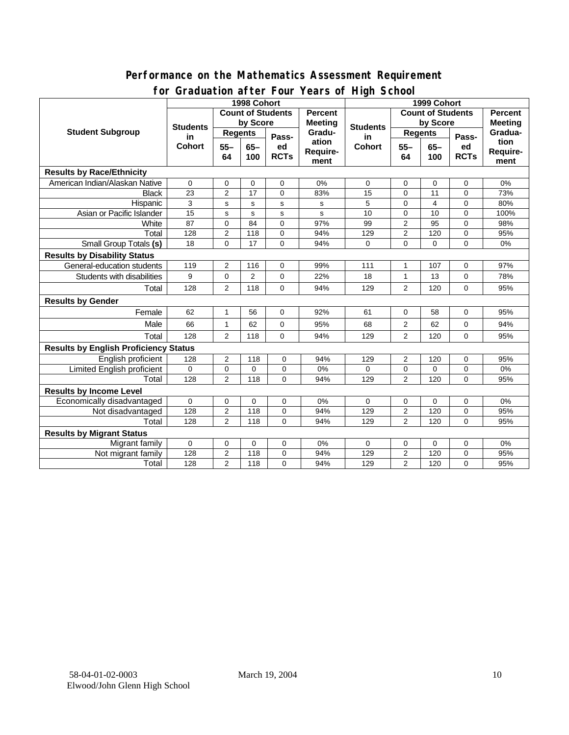## Performance on the Mathematics Assessment Requirement for Graduation after Four Years of High School

| Student Subgroup | 1998 Cohort | | | | | 1999 Cohort | | | | |
|---|---|---|---|---|---|---|---|---|---|---|
| | Students in Cohort | Count of Students by Score | | | Percent Meeting Graduation Requirement | Students in Cohort | Count of Students by Score | | | Percent Meeting Graduation Requirement |
| | | Regents 55–64 | Regents 65–100 | Passed RCTs | | | Regents 55–64 | Regents 65–100 | Passed RCTs | |
| **Results by Race/Ethnicity** | | | | | | | | | | |
| American Indian/Alaskan Native | 0 | 0 | 0 | 0 | 0% | 0 | 0 | 0 | 0 | 0% |
| Black | 23 | 2 | 17 | 0 | 83% | 15 | 0 | 11 | 0 | 73% |
| Hispanic | 3 | s | s | s | s | 5 | 0 | 4 | 0 | 80% |
| Asian or Pacific Islander | 15 | s | s | s | s | 10 | 0 | 10 | 0 | 100% |
| White | 87 | 0 | 84 | 0 | 97% | 99 | 2 | 95 | 0 | 98% |
| Total | 128 | 2 | 118 | 0 | 94% | 129 | 2 | 120 | 0 | 95% |
| Small Group Totals **(s)** | 18 | 0 | 17 | 0 | 94% | 0 | 0 | 0 | 0 | 0% |
| **Results by Disability Status** | | | | | | | | | | |
| General-education students | 119 | 2 | 116 | 0 | 99% | 111 | 1 | 107 | 0 | 97% |
| Students with disabilities | 9 | 0 | 2 | 0 | 22% | 18 | 1 | 13 | 0 | 78% |
| Total | 128 | 2 | 118 | 0 | 94% | 129 | 2 | 120 | 0 | 95% |
| **Results by Gender** | | | | | | | | | | |
| Female | 62 | 1 | 56 | 0 | 92% | 61 | 0 | 58 | 0 | 95% |
| Male | 66 | 1 | 62 | 0 | 95% | 68 | 2 | 62 | 0 | 94% |
| Total | 128 | 2 | 118 | 0 | 94% | 129 | 2 | 120 | 0 | 95% |
| **Results by English Proficiency Status** | | | | | | | | | | |
| English proficient | 128 | 2 | 118 | 0 | 94% | 129 | 2 | 120 | 0 | 95% |
| Limited English proficient | 0 | 0 | 0 | 0 | 0% | 0 | 0 | 0 | 0 | 0% |
| Total | 128 | 2 | 118 | 0 | 94% | 129 | 2 | 120 | 0 | 95% |
| **Results by Income Level** | | | | | | | | | | |
| Economically disadvantaged | 0 | 0 | 0 | 0 | 0% | 0 | 0 | 0 | 0 | 0% |
| Not disadvantaged | 128 | 2 | 118 | 0 | 94% | 129 | 2 | 120 | 0 | 95% |
| Total | 128 | 2 | 118 | 0 | 94% | 129 | 2 | 120 | 0 | 95% |
| **Results by Migrant Status** | | | | | | | | | | |
| Migrant family | 0 | 0 | 0 | 0 | 0% | 0 | 0 | 0 | 0 | 0% |
| Not migrant family | 128 | 2 | 118 | 0 | 94% | 129 | 2 | 120 | 0 | 95% |
| Total | 128 | 2 | 118 | 0 | 94% | 129 | 2 | 120 | 0 | 95% |

58-04-01-02-0003 March 19, 2004
Elwood/John Glenn High School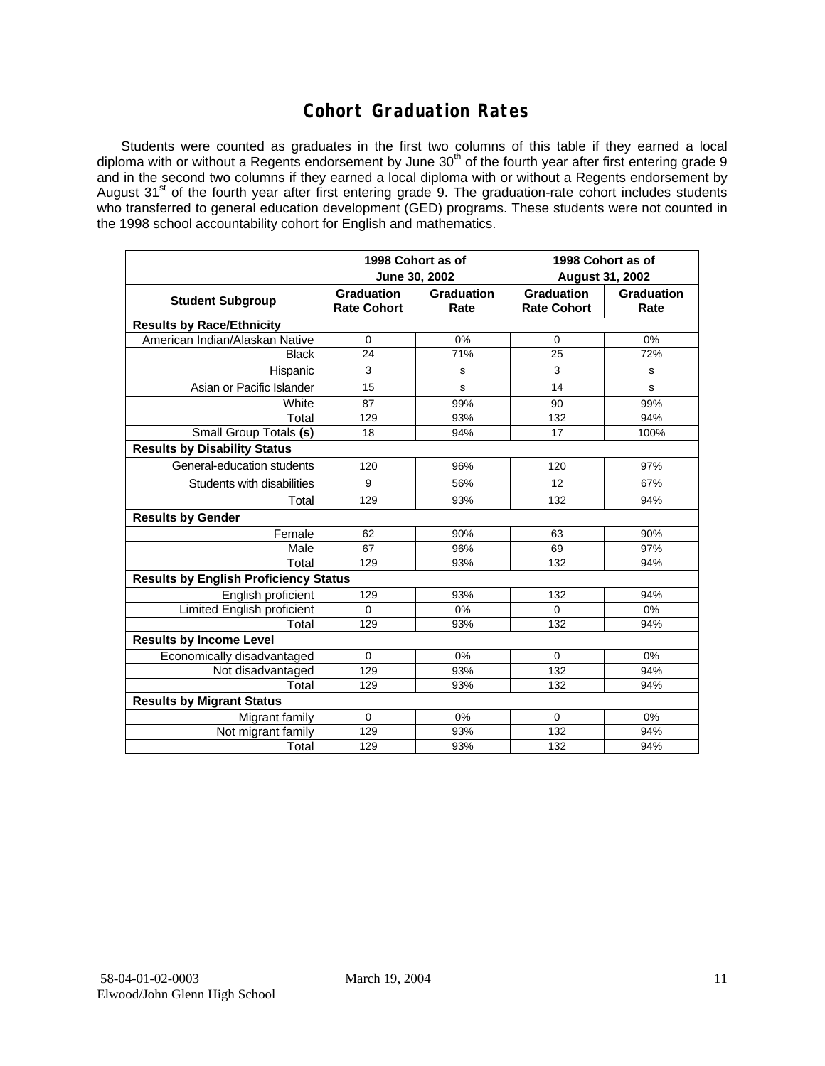# Cohort Graduation Rates

Students were counted as graduates in the first two columns of this table if they earned a local diploma with or without a Regents endorsement by June 30th of the fourth year after first entering grade 9 and in the second two columns if they earned a local diploma with or without a Regents endorsement by August 31st of the fourth year after first entering grade 9. The graduation-rate cohort includes students who transferred to general education development (GED) programs. These students were not counted in the 1998 school accountability cohort for English and mathematics.

| | 1998 Cohort as of June 30, 2002 | | 1998 Cohort as of August 31, 2002 | |
|---|---|---|---|---|
| **Student Subgroup** | **Graduation Rate Cohort** | **Graduation Rate** | **Graduation Rate Cohort** | **Graduation Rate** |
| **Results by Race/Ethnicity** | | | | |
| American Indian/Alaskan Native | 0 | 0% | 0 | 0% |
| Black | 24 | 71% | 25 | 72% |
| Hispanic | 3 | s | 3 | s |
| Asian or Pacific Islander | 15 | s | 14 | s |
| White | 87 | 99% | 90 | 99% |
| Total | 129 | 93% | 132 | 94% |
| Small Group Totals **(s)** | 18 | 94% | 17 | 100% |
| **Results by Disability Status** | | | | |
| General-education students | 120 | 96% | 120 | 97% |
| Students with disabilities | 9 | 56% | 12 | 67% |
| Total | 129 | 93% | 132 | 94% |
| **Results by Gender** | | | | |
| Female | 62 | 90% | 63 | 90% |
| Male | 67 | 96% | 69 | 97% |
| Total | 129 | 93% | 132 | 94% |
| **Results by English Proficiency Status** | | | | |
| English proficient | 129 | 93% | 132 | 94% |
| Limited English proficient | 0 | 0% | 0 | 0% |
| Total | 129 | 93% | 132 | 94% |
| **Results by Income Level** | | | | |
| Economically disadvantaged | 0 | 0% | 0 | 0% |
| Not disadvantaged | 129 | 93% | 132 | 94% |
| Total | 129 | 93% | 132 | 94% |
| **Results by Migrant Status** | | | | |
| Migrant family | 0 | 0% | 0 | 0% |
| Not migrant family | 129 | 93% | 132 | 94% |
| Total | 129 | 93% | 132 | 94% |

58-04-01-02-0003 March 19, 2004
Elwood/John Glenn High School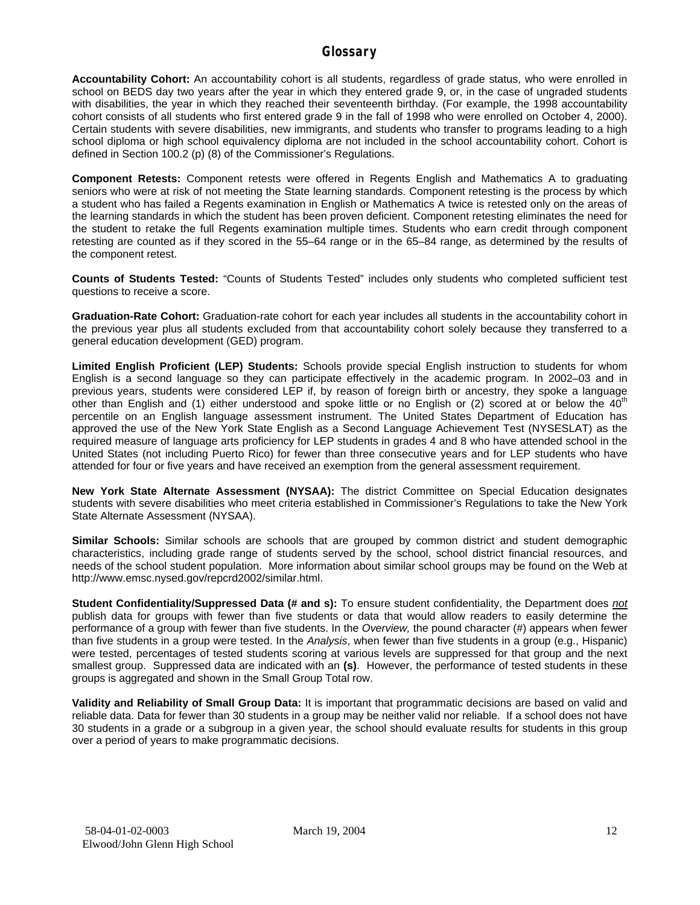# Glossary

**Accountability Cohort:** An accountability cohort is all students, regardless of grade status, who were enrolled in school on BEDS day two years after the year in which they entered grade 9, or, in the case of ungraded students with disabilities, the year in which they reached their seventeenth birthday. (For example, the 1998 accountability cohort consists of all students who first entered grade 9 in the fall of 1998 who were enrolled on October 4, 2000). Certain students with severe disabilities, new immigrants, and students who transfer to programs leading to a high school diploma or high school equivalency diploma are not included in the school accountability cohort. Cohort is defined in Section 100.2 (p) (8) of the Commissioner's Regulations.

**Component Retests:** Component retests were offered in Regents English and Mathematics A to graduating seniors who were at risk of not meeting the State learning standards. Component retesting is the process by which a student who has failed a Regents examination in English or Mathematics A twice is retested only on the areas of the learning standards in which the student has been proven deficient. Component retesting eliminates the need for the student to retake the full Regents examination multiple times. Students who earn credit through component retesting are counted as if they scored in the 55–64 range or in the 65–84 range, as determined by the results of the component retest.

**Counts of Students Tested:** "Counts of Students Tested" includes only students who completed sufficient test questions to receive a score.

**Graduation-Rate Cohort:** Graduation-rate cohort for each year includes all students in the accountability cohort in the previous year plus all students excluded from that accountability cohort solely because they transferred to a general education development (GED) program.

**Limited English Proficient (LEP) Students:** Schools provide special English instruction to students for whom English is a second language so they can participate effectively in the academic program. In 2002–03 and in previous years, students were considered LEP if, by reason of foreign birth or ancestry, they spoke a language other than English and (1) either understood and spoke little or no English or (2) scored at or below the 40th percentile on an English language assessment instrument. The United States Department of Education has approved the use of the New York State English as a Second Language Achievement Test (NYSESLAT) as the required measure of language arts proficiency for LEP students in grades 4 and 8 who have attended school in the United States (not including Puerto Rico) for fewer than three consecutive years and for LEP students who have attended for four or five years and have received an exemption from the general assessment requirement.

**New York State Alternate Assessment (NYSAA):** The district Committee on Special Education designates students with severe disabilities who meet criteria established in Commissioner's Regulations to take the New York State Alternate Assessment (NYSAA).

**Similar Schools:** Similar schools are schools that are grouped by common district and student demographic characteristics, including grade range of students served by the school, school district financial resources, and needs of the school student population. More information about similar school groups may be found on the Web at http://www.emsc.nysed.gov/repcrd2002/similar.html.

**Student Confidentiality/Suppressed Data (# and s):** To ensure student confidentiality, the Department does *not* publish data for groups with fewer than five students or data that would allow readers to easily determine the performance of a group with fewer than five students. In the *Overview,* the pound character (#) appears when fewer than five students in a group were tested. In the *Analysis*, when fewer than five students in a group (e.g., Hispanic) were tested, percentages of tested students scoring at various levels are suppressed for that group and the next smallest group. Suppressed data are indicated with an **(s)**. However, the performance of tested students in these groups is aggregated and shown in the Small Group Total row.

**Validity and Reliability of Small Group Data:** It is important that programmatic decisions are based on valid and reliable data. Data for fewer than 30 students in a group may be neither valid nor reliable. If a school does not have 30 students in a grade or a subgroup in a given year, the school should evaluate results for students in this group over a period of years to make programmatic decisions.